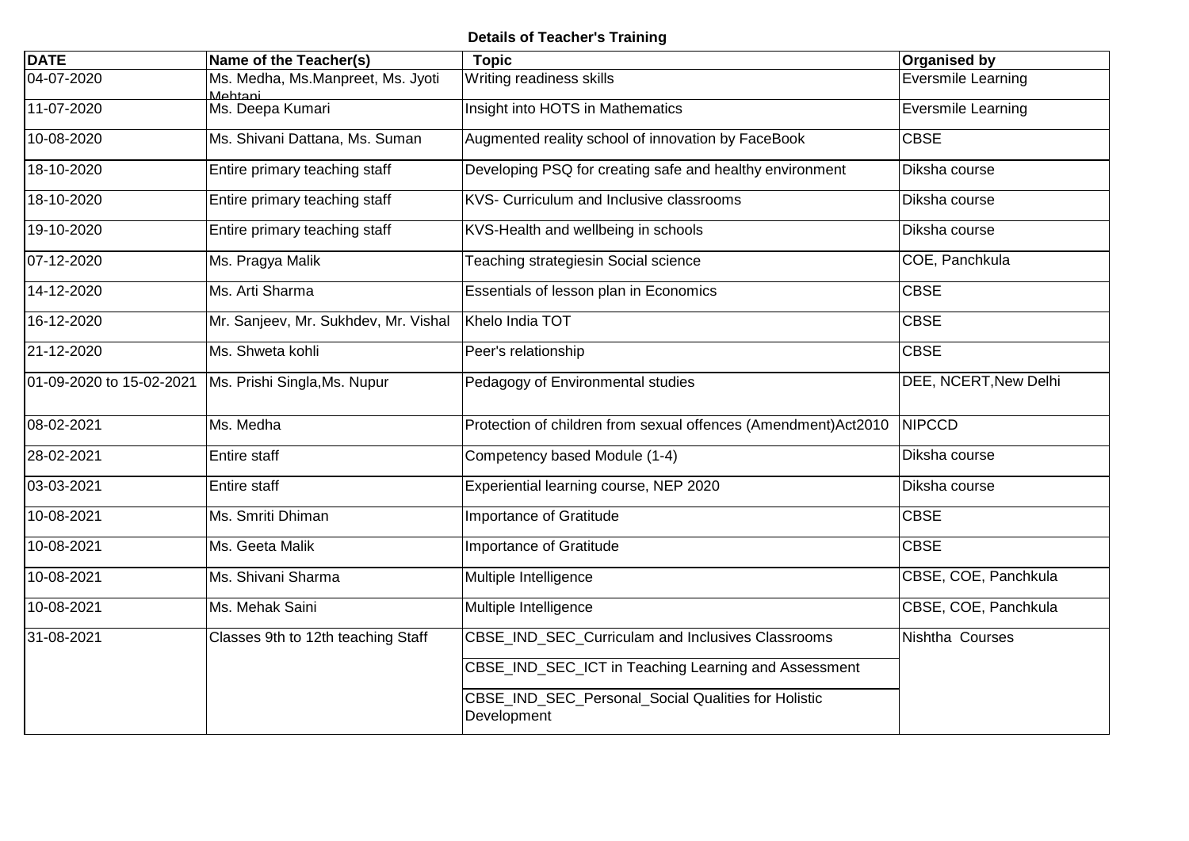**Details of Teacher's Training**

| DATE | Name of the Teacher(s) | Topic | Organised by |
|---|---|---|---|
| 04-07-2020 | Ms. Medha, Ms.Manpreet, Ms. Jyoti Mehtani | Writing readiness skills | Eversmile Learning |
| 11-07-2020 | Ms. Deepa Kumari | Insight into HOTS in Mathematics | Eversmile Learning |
| 10-08-2020 | Ms. Shivani Dattana, Ms. Suman | Augmented reality school of innovation by FaceBook | CBSE |
| 18-10-2020 | Entire primary teaching staff | Developing PSQ for creating safe and healthy environment | Diksha course |
| 18-10-2020 | Entire primary teaching staff | KVS- Curriculum and Inclusive classrooms | Diksha course |
| 19-10-2020 | Entire primary teaching staff | KVS-Health and wellbeing in schools | Diksha course |
| 07-12-2020 | Ms. Pragya Malik | Teaching strategiesin Social science | COE, Panchkula |
| 14-12-2020 | Ms. Arti Sharma | Essentials of lesson plan in Economics | CBSE |
| 16-12-2020 | Mr. Sanjeev, Mr. Sukhdev, Mr. Vishal | Khelo India TOT | CBSE |
| 21-12-2020 | Ms. Shweta kohli | Peer's relationship | CBSE |
| 01-09-2020 to 15-02-2021 | Ms. Prishi Singla,Ms. Nupur | Pedagogy of Environmental studies | DEE, NCERT,New Delhi |
| 08-02-2021 | Ms. Medha | Protection of children from sexual offences (Amendment)Act2010 | NIPCCD |
| 28-02-2021 | Entire staff | Competency based Module (1-4) | Diksha course |
| 03-03-2021 | Entire staff | Experiential learning course, NEP 2020 | Diksha course |
| 10-08-2021 | Ms. Smriti Dhiman | Importance of Gratitude | CBSE |
| 10-08-2021 | Ms. Geeta Malik | Importance of Gratitude | CBSE |
| 10-08-2021 | Ms. Shivani Sharma | Multiple Intelligence | CBSE, COE, Panchkula |
| 10-08-2021 | Ms. Mehak Saini | Multiple Intelligence | CBSE, COE, Panchkula |
| 31-08-2021 | Classes 9th to 12th teaching Staff | CBSE_IND_SEC_Curriculam and Inclusives Classrooms | Nishtha Courses |
| | | CBSE_IND_SEC_ICT in Teaching Learning and Assessment | |
| | | CBSE_IND_SEC_Personal_Social Qualities for Holistic Development | |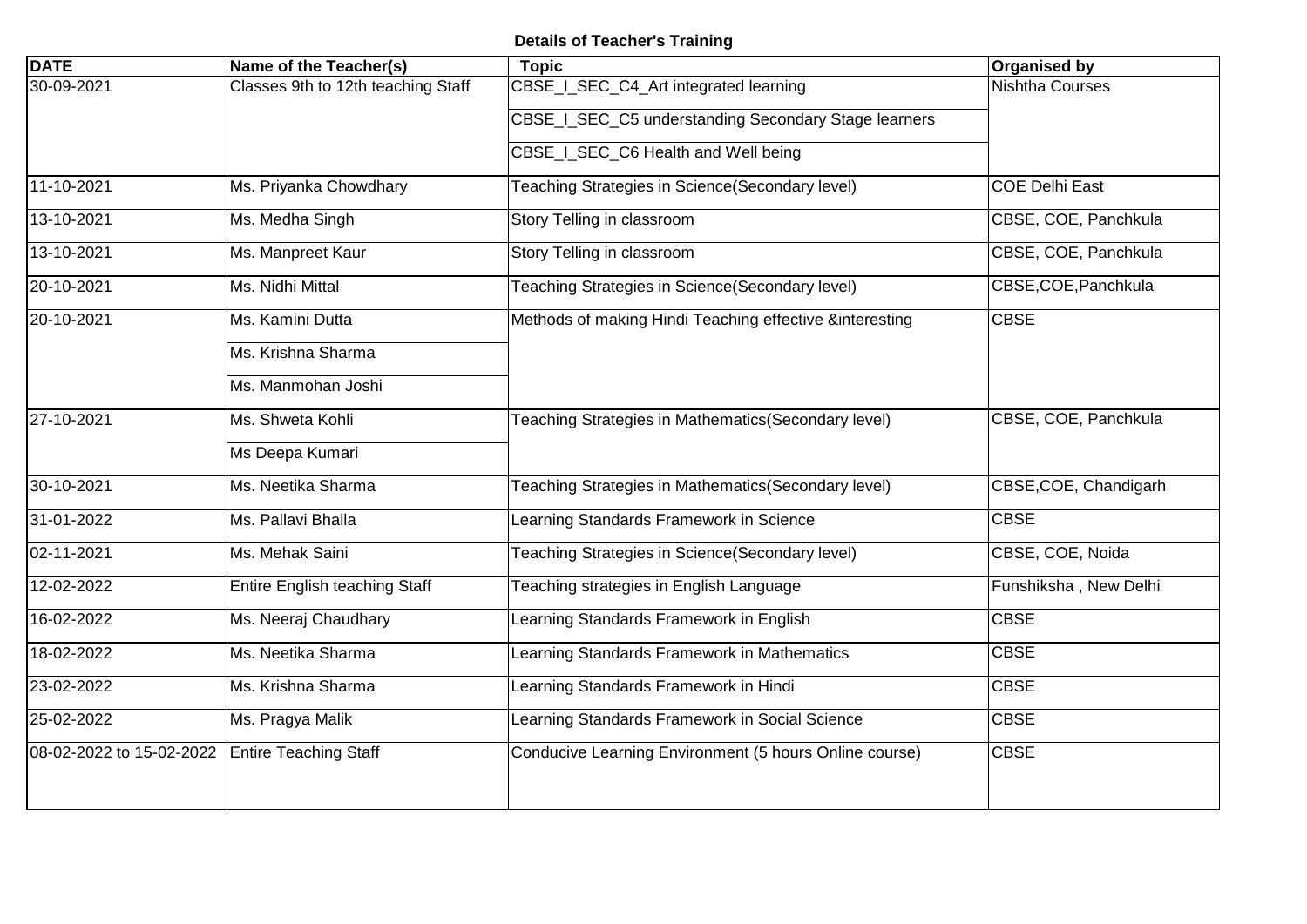**Details of Teacher's Training**

| DATE | Name of the Teacher(s) | Topic | Organised by |
|---|---|---|---|
| 30-09-2021 | Classes 9th to 12th teaching Staff | CBSE_I_SEC_C4_Art integrated learning | Nishtha Courses |
| | | CBSE_I_SEC_C5 understanding Secondary Stage learners | |
| | | CBSE_I_SEC_C6 Health and Well being | |
| 11-10-2021 | Ms. Priyanka Chowdhary | Teaching Strategies in Science(Secondary level) | COE Delhi East |
| 13-10-2021 | Ms. Medha Singh | Story Telling in classroom | CBSE, COE, Panchkula |
| 13-10-2021 | Ms. Manpreet Kaur | Story Telling in classroom | CBSE, COE, Panchkula |
| 20-10-2021 | Ms. Nidhi Mittal | Teaching Strategies in Science(Secondary level) | CBSE,COE,Panchkula |
| 20-10-2021 | Ms. Kamini Dutta | Methods of making Hindi Teaching effective &interesting | CBSE |
| | Ms. Krishna Sharma | | |
| | Ms. Manmohan Joshi | | |
| 27-10-2021 | Ms. Shweta Kohli | Teaching Strategies in Mathematics(Secondary level) | CBSE, COE, Panchkula |
| | Ms Deepa Kumari | | |
| 30-10-2021 | Ms. Neetika Sharma | Teaching Strategies in Mathematics(Secondary level) | CBSE,COE, Chandigarh |
| 31-01-2022 | Ms. Pallavi Bhalla | Learning Standards Framework in Science | CBSE |
| 02-11-2021 | Ms. Mehak Saini | Teaching Strategies in Science(Secondary level) | CBSE, COE, Noida |
| 12-02-2022 | Entire English teaching Staff | Teaching strategies in English Language | Funshiksha , New Delhi |
| 16-02-2022 | Ms. Neeraj Chaudhary | Learning Standards Framework in English | CBSE |
| 18-02-2022 | Ms. Neetika Sharma | Learning Standards Framework in Mathematics | CBSE |
| 23-02-2022 | Ms. Krishna Sharma | Learning Standards Framework in Hindi | CBSE |
| 25-02-2022 | Ms. Pragya Malik | Learning Standards Framework in Social Science | CBSE |
| 08-02-2022 to 15-02-2022 | Entire Teaching Staff | Conducive Learning Environment (5 hours Online course) | CBSE |